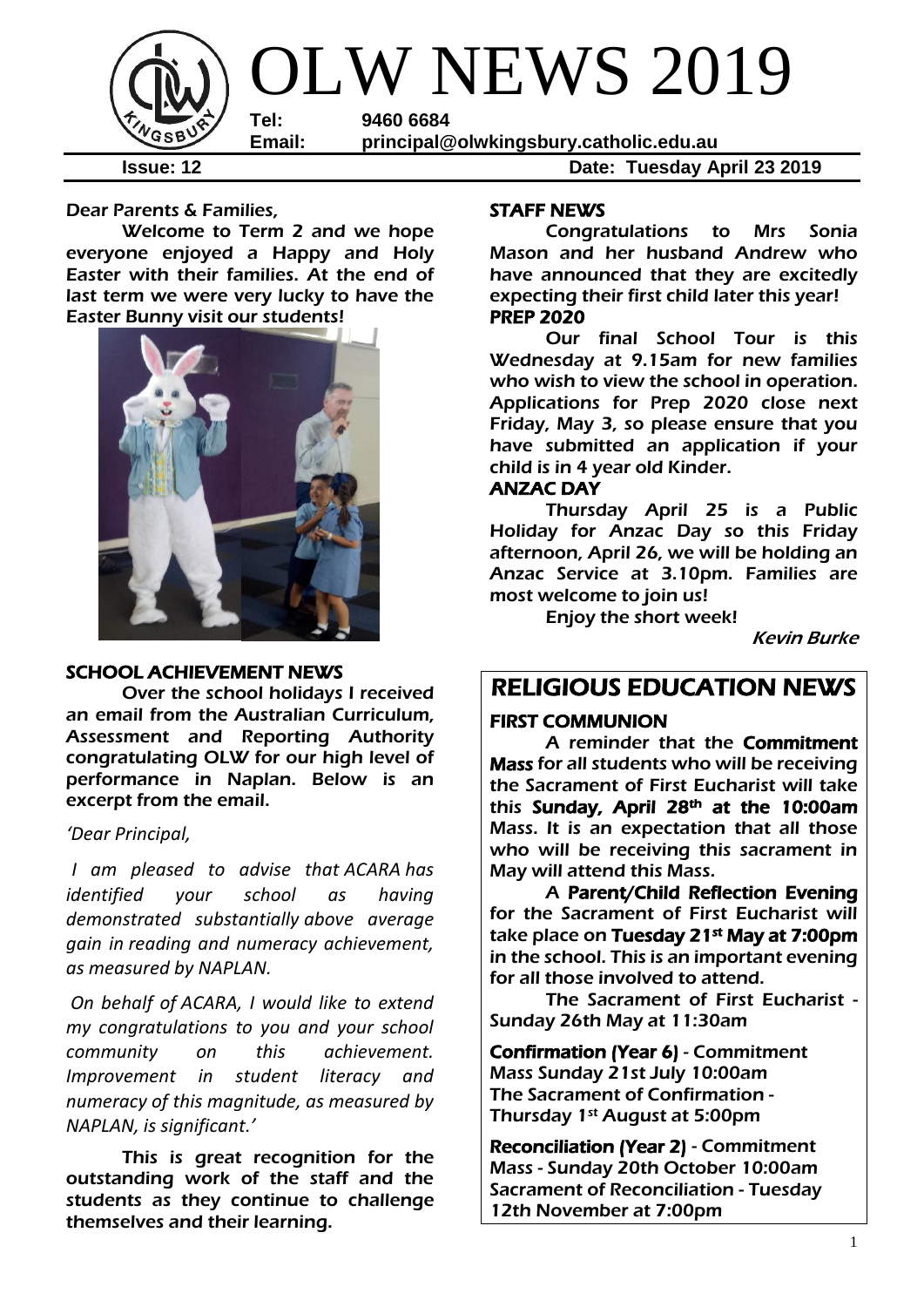# OLW NEWS 2019

**Tel:** 9460 6684
**Email:** principal@olwkingsbury.catholic.edu.au

**Issue: 12** **Date: Tuesday April 23 2019**

Dear Parents & Families,

Welcome to Term 2 and we hope everyone enjoyed a Happy and Holy Easter with their families. At the end of last term we were very lucky to have the Easter Bunny visit our students!

## SCHOOL ACHIEVEMENT NEWS

Over the school holidays I received an email from the Australian Curriculum, Assessment and Reporting Authority congratulating OLW for our high level of performance in Naplan. Below is an excerpt from the email.

*'Dear Principal,*

*I am pleased to advise that ACARA has identified your school as having demonstrated substantially above average gain in reading and numeracy achievement, as measured by NAPLAN.*

*On behalf of ACARA, I would like to extend my congratulations to you and your school community on this achievement. Improvement in student literacy and numeracy of this magnitude, as measured by NAPLAN, is significant.'*

This is great recognition for the outstanding work of the staff and the students as they continue to challenge themselves and their learning.

## STAFF NEWS

Congratulations to Mrs Sonia Mason and her husband Andrew who have announced that they are excitedly expecting their first child later this year!

## PREP 2020

Our final School Tour is this Wednesday at 9.15am for new families who wish to view the school in operation. Applications for Prep 2020 close next Friday, May 3, so please ensure that you have submitted an application if your child is in 4 year old Kinder.

## ANZAC DAY

Thursday April 25 is a Public Holiday for Anzac Day so this Friday afternoon, April 26, we will be holding an Anzac Service at 3.10pm. Families are most welcome to join us!

Enjoy the short week!

*Kevin Burke*

# RELIGIOUS EDUCATION NEWS

## FIRST COMMUNION

A reminder that the **Commitment Mass** for all students who will be receiving the Sacrament of First Eucharist will take this **Sunday, April 28th at the 10:00am** Mass. It is an expectation that all those who will be receiving this sacrament in May will attend this Mass.

A **Parent/Child Reflection Evening** for the Sacrament of First Eucharist will take place on **Tuesday 21st May at 7:00pm** in the school. This is an important evening for all those involved to attend.

The Sacrament of First Eucharist - Sunday 26th May at 11:30am

**Confirmation (Year 6)** - Commitment Mass Sunday 21st July 10:00am
The Sacrament of Confirmation - Thursday 1st August at 5:00pm

**Reconciliation (Year 2)** - Commitment Mass - Sunday 20th October 10:00am
Sacrament of Reconciliation - Tuesday 12th November at 7:00pm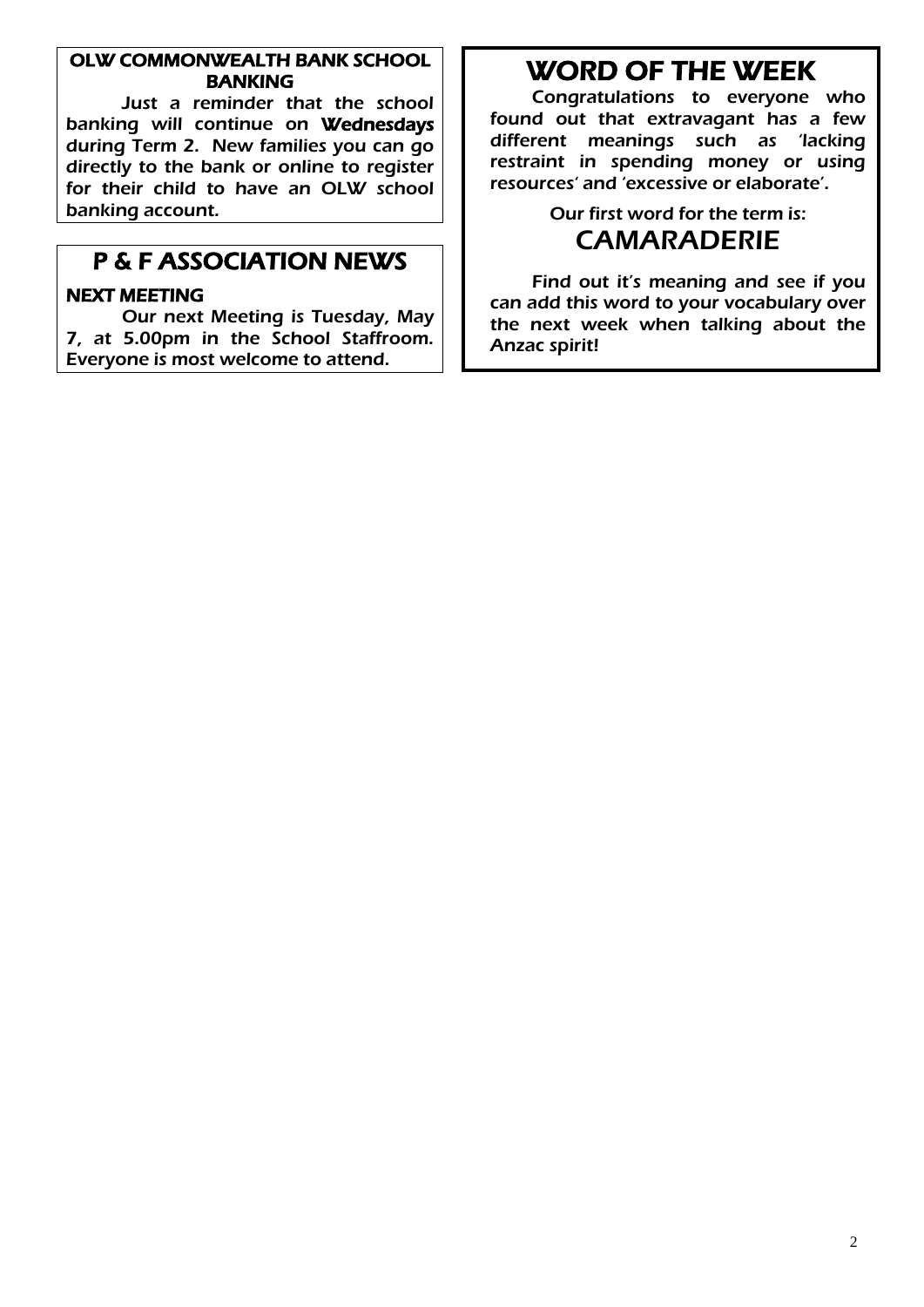## OLW COMMONWEALTH BANK SCHOOL BANKING

Just a reminder that the school banking will continue on **Wednesdays** during Term 2. New families you can go directly to the bank or online to register for their child to have an OLW school banking account.

## P & F ASSOCIATION NEWS

### NEXT MEETING

Our next Meeting is Tuesday, May 7, at 5.00pm in the School Staffroom. Everyone is most welcome to attend.

## WORD OF THE WEEK

Congratulations to everyone who found out that extravagant has a few different meanings such as 'lacking restraint in spending money or using resources' and 'excessive or elaborate'.

Our first word for the term is:

### CAMARADERIE

Find out it's meaning and see if you can add this word to your vocabulary over the next week when talking about the Anzac spirit!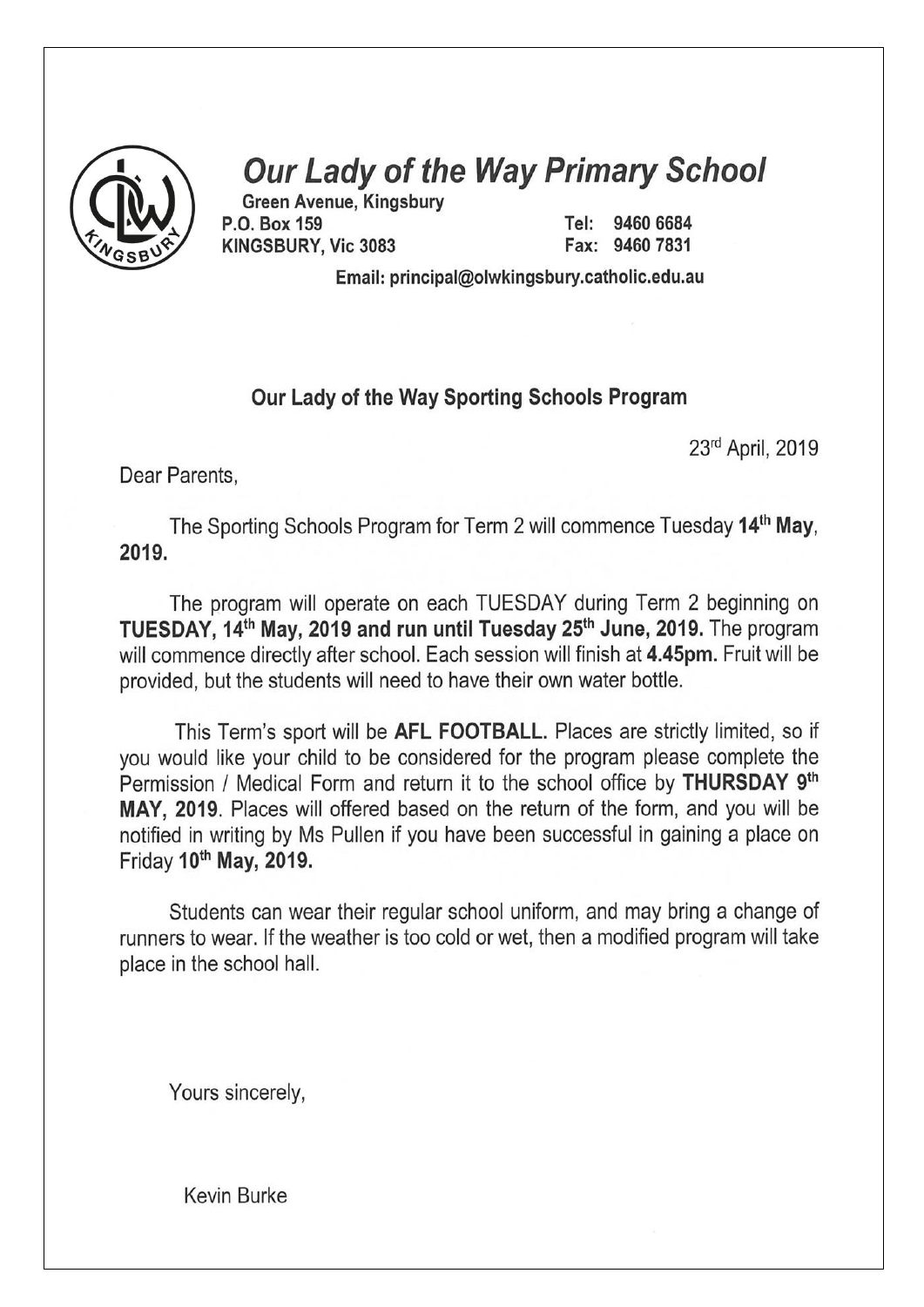# *Our Lady of the Way Primary School*

**Green Avenue, Kingsbury**
**P.O. Box 159**
**KINGSBURY, Vic 3083**

**Tel: 9460 6684**
**Fax: 9460 7831**

**Email: principal@olwkingsbury.catholic.edu.au**

## Our Lady of the Way Sporting Schools Program

23rd April, 2019

Dear Parents,

The Sporting Schools Program for Term 2 will commence Tuesday **14th May, 2019.**

The program will operate on each TUESDAY during Term 2 beginning on **TUESDAY, 14th May, 2019 and run until Tuesday 25th June, 2019.** The program will commence directly after school. Each session will finish at **4.45pm.** Fruit will be provided, but the students will need to have their own water bottle.

This Term's sport will be **AFL FOOTBALL.** Places are strictly limited, so if you would like your child to be considered for the program please complete the Permission / Medical Form and return it to the school office by **THURSDAY 9th MAY, 2019**. Places will offered based on the return of the form, and you will be notified in writing by Ms Pullen if you have been successful in gaining a place on Friday **10th May, 2019.**

Students can wear their regular school uniform, and may bring a change of runners to wear. If the weather is too cold or wet, then a modified program will take place in the school hall.

Yours sincerely,

Kevin Burke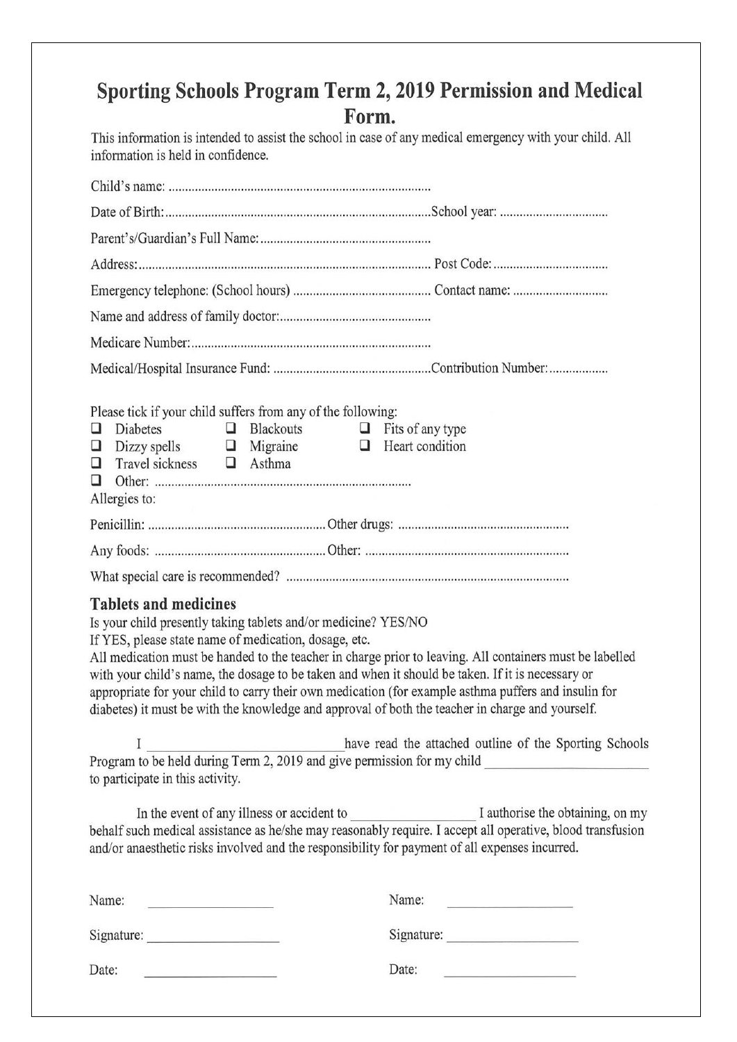# Sporting Schools Program Term 2, 2019 Permission and Medical Form.

This information is intended to assist the school in case of any medical emergency with your child. All information is held in confidence.

Child's name: ..............................................................................

Date of Birth: ..............................................................................School year: ................................

Parent's/Guardian's Full Name: ..................................................

Address: ......................................................................................... Post Code: ..................................

Emergency telephone: (School hours) ......................................... Contact name: ............................

Name and address of family doctor: .............................................

Medicare Number: ........................................................................

Medical/Hospital Insurance Fund: ...............................................Contribution Number: .................

Please tick if your child suffers from any of the following:

- ☐ Diabetes
- ☐ Blackouts
- ☐ Fits of any type
- ☐ Dizzy spells
- ☐ Migraine
- ☐ Heart condition
- ☐ Travel sickness
- ☐ Asthma
- ☐ Other: ............................................................................

Allergies to:

Penicillin: ..................................................... Other drugs: ..................................................

Any foods: ................................................... Other: ............................................................

What special care is recommended? ....................................................................................

## Tablets and medicines

Is your child presently taking tablets and/or medicine? YES/NO

If YES, please state name of medication, dosage, etc.

All medication must be handed to the teacher in charge prior to leaving. All containers must be labelled with your child's name, the dosage to be taken and when it should be taken. If it is necessary or appropriate for your child to carry their own medication (for example asthma puffers and insulin for diabetes) it must be with the knowledge and approval of both the teacher in charge and yourself.

I ______________________________ have read the attached outline of the Sporting Schools Program to be held during Term 2, 2019 and give permission for my child ________________________ to participate in this activity.

In the event of any illness or accident to __________________ I authorise the obtaining, on my behalf such medical assistance as he/she may reasonably require. I accept all operative, blood transfusion and/or anaesthetic risks involved and the responsibility for payment of all expenses incurred.

Name: ____________________

Signature: ____________________

Date: ____________________

Name: ____________________

Signature: ____________________

Date: ____________________